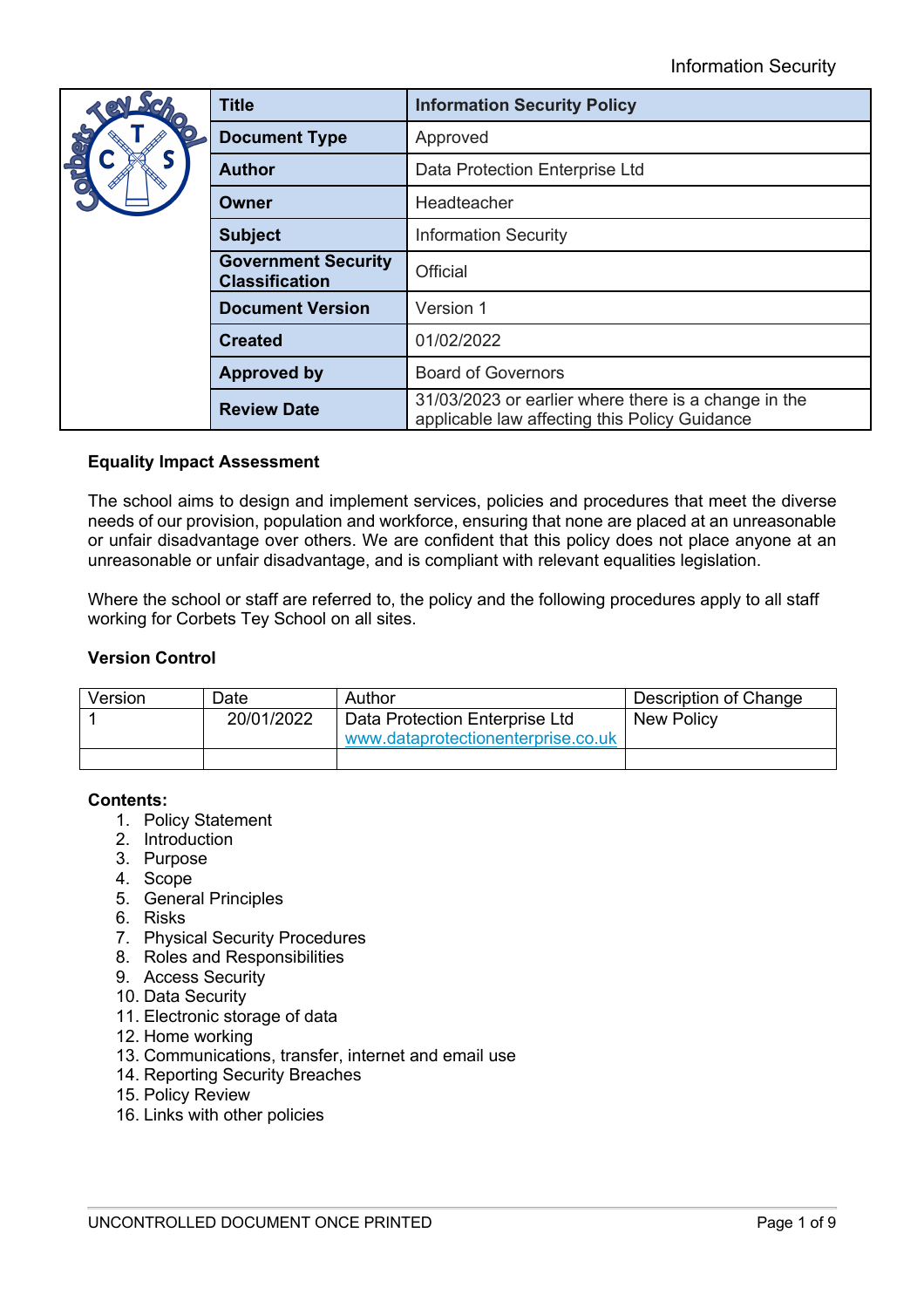| Title | Information Security Policy |
|---|---|
| Document Type | Approved |
| Author | Data Protection Enterprise Ltd |
| Owner | Headteacher |
| Subject | Information Security |
| Government Security Classification | Official |
| Document Version | Version 1 |
| Created | 01/02/2022 |
| Approved by | Board of Governors |
| Review Date | 31/03/2023 or earlier where there is a change in the applicable law affecting this Policy Guidance |

**Equality Impact Assessment**

The school aims to design and implement services, policies and procedures that meet the diverse needs of our provision, population and workforce, ensuring that none are placed at an unreasonable or unfair disadvantage over others. We are confident that this policy does not place anyone at an unreasonable or unfair disadvantage, and is compliant with relevant equalities legislation.

Where the school or staff are referred to, the policy and the following procedures apply to all staff working for Corbets Tey School on all sites.

**Version Control**

| Version | Date | Author | Description of Change |
|---|---|---|---|
| 1 | 20/01/2022 | Data Protection Enterprise Ltd www.dataprotectionenterprise.co.uk | New Policy |
| | | | |

**Contents:**

1. Policy Statement
2. Introduction
3. Purpose
4. Scope
5. General Principles
6. Risks
7. Physical Security Procedures
8. Roles and Responsibilities
9. Access Security
10. Data Security
11. Electronic storage of data
12. Home working
13. Communications, transfer, internet and email use
14. Reporting Security Breaches
15. Policy Review
16. Links with other policies

UNCONTROLLED DOCUMENT ONCE PRINTED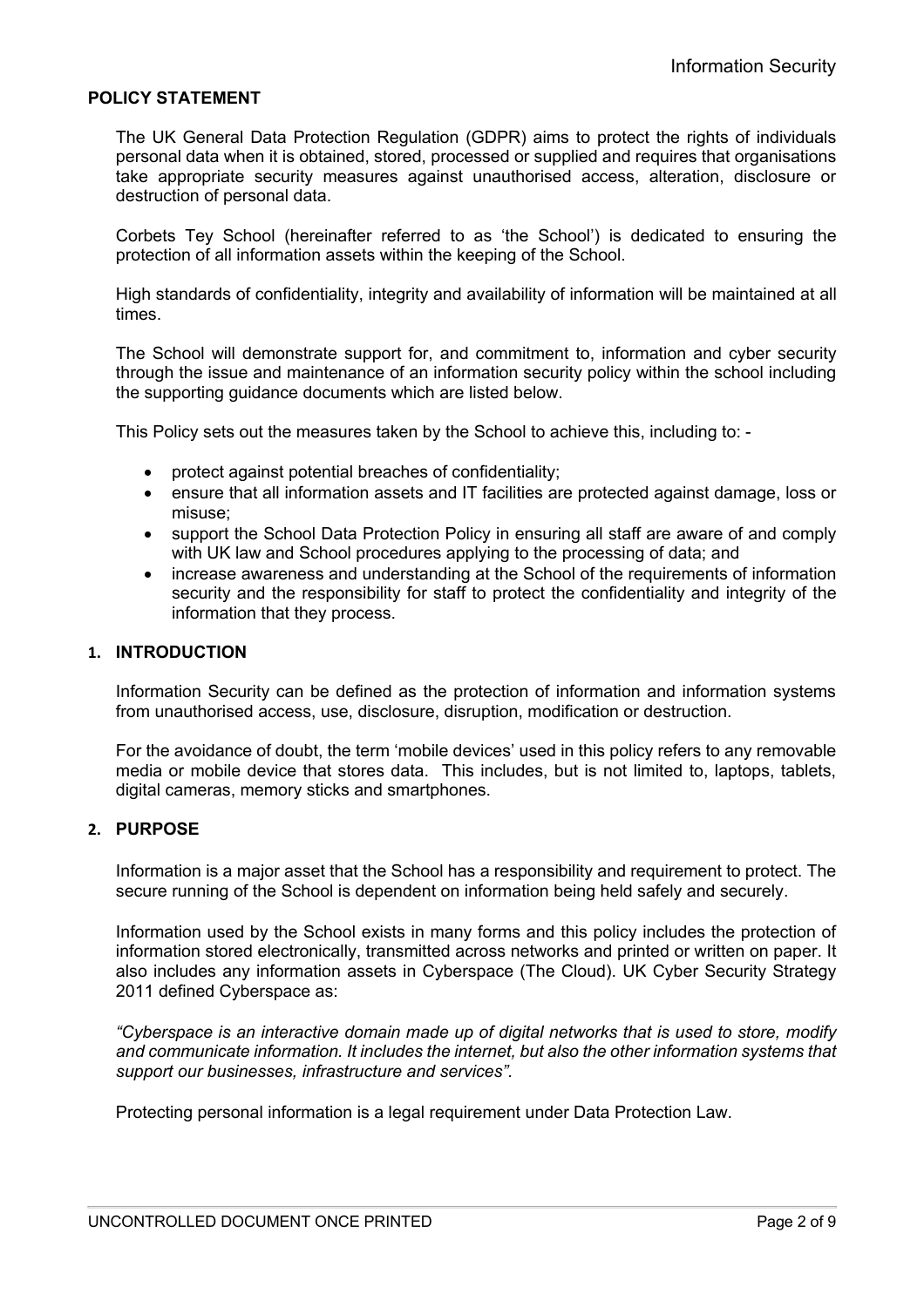## POLICY STATEMENT

The UK General Data Protection Regulation (GDPR) aims to protect the rights of individuals personal data when it is obtained, stored, processed or supplied and requires that organisations take appropriate security measures against unauthorised access, alteration, disclosure or destruction of personal data.

Corbets Tey School (hereinafter referred to as 'the School') is dedicated to ensuring the protection of all information assets within the keeping of the School.

High standards of confidentiality, integrity and availability of information will be maintained at all times.

The School will demonstrate support for, and commitment to, information and cyber security through the issue and maintenance of an information security policy within the school including the supporting guidance documents which are listed below.

This Policy sets out the measures taken by the School to achieve this, including to: -

- protect against potential breaches of confidentiality;
- ensure that all information assets and IT facilities are protected against damage, loss or misuse;
- support the School Data Protection Policy in ensuring all staff are aware of and comply with UK law and School procedures applying to the processing of data; and
- increase awareness and understanding at the School of the requirements of information security and the responsibility for staff to protect the confidentiality and integrity of the information that they process.

## 1. INTRODUCTION

Information Security can be defined as the protection of information and information systems from unauthorised access, use, disclosure, disruption, modification or destruction.

For the avoidance of doubt, the term 'mobile devices' used in this policy refers to any removable media or mobile device that stores data. This includes, but is not limited to, laptops, tablets, digital cameras, memory sticks and smartphones.

## 2. PURPOSE

Information is a major asset that the School has a responsibility and requirement to protect. The secure running of the School is dependent on information being held safely and securely.

Information used by the School exists in many forms and this policy includes the protection of information stored electronically, transmitted across networks and printed or written on paper. It also includes any information assets in Cyberspace (The Cloud). UK Cyber Security Strategy 2011 defined Cyberspace as:

*"Cyberspace is an interactive domain made up of digital networks that is used to store, modify and communicate information. It includes the internet, but also the other information systems that support our businesses, infrastructure and services".*

Protecting personal information is a legal requirement under Data Protection Law.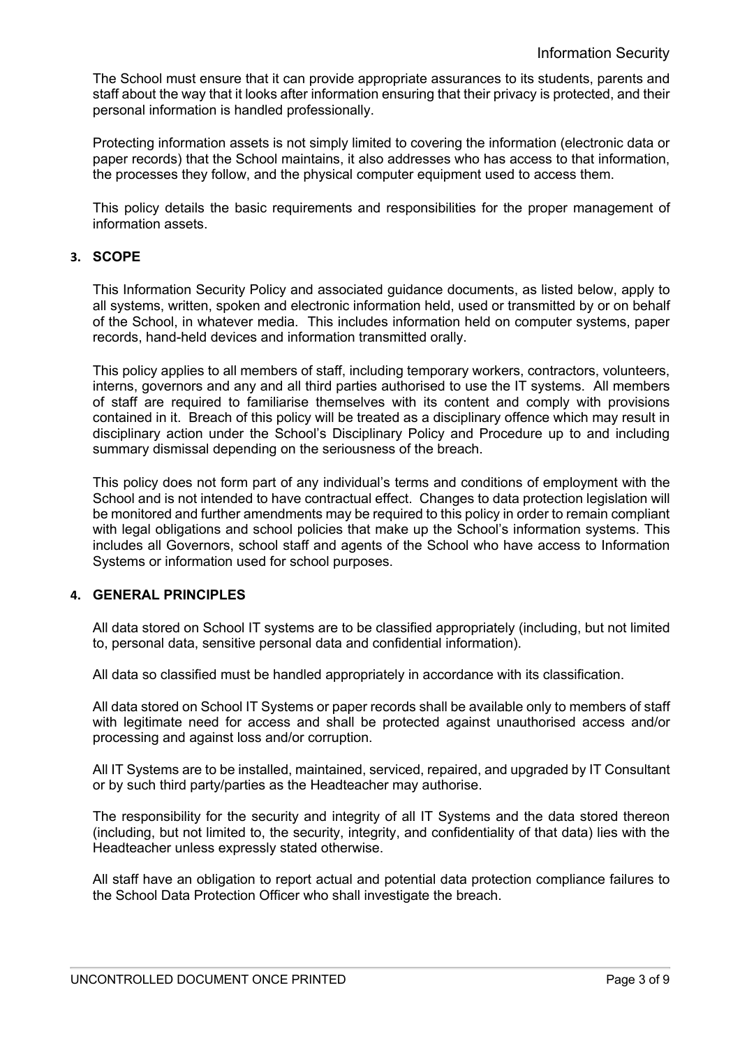The School must ensure that it can provide appropriate assurances to its students, parents and staff about the way that it looks after information ensuring that their privacy is protected, and their personal information is handled professionally.

Protecting information assets is not simply limited to covering the information (electronic data or paper records) that the School maintains, it also addresses who has access to that information, the processes they follow, and the physical computer equipment used to access them.

This policy details the basic requirements and responsibilities for the proper management of information assets.

## 3. SCOPE

This Information Security Policy and associated guidance documents, as listed below, apply to all systems, written, spoken and electronic information held, used or transmitted by or on behalf of the School, in whatever media. This includes information held on computer systems, paper records, hand-held devices and information transmitted orally.

This policy applies to all members of staff, including temporary workers, contractors, volunteers, interns, governors and any and all third parties authorised to use the IT systems. All members of staff are required to familiarise themselves with its content and comply with provisions contained in it. Breach of this policy will be treated as a disciplinary offence which may result in disciplinary action under the School's Disciplinary Policy and Procedure up to and including summary dismissal depending on the seriousness of the breach.

This policy does not form part of any individual's terms and conditions of employment with the School and is not intended to have contractual effect. Changes to data protection legislation will be monitored and further amendments may be required to this policy in order to remain compliant with legal obligations and school policies that make up the School's information systems. This includes all Governors, school staff and agents of the School who have access to Information Systems or information used for school purposes.

## 4. GENERAL PRINCIPLES

All data stored on School IT systems are to be classified appropriately (including, but not limited to, personal data, sensitive personal data and confidential information).

All data so classified must be handled appropriately in accordance with its classification.

All data stored on School IT Systems or paper records shall be available only to members of staff with legitimate need for access and shall be protected against unauthorised access and/or processing and against loss and/or corruption.

All IT Systems are to be installed, maintained, serviced, repaired, and upgraded by IT Consultant or by such third party/parties as the Headteacher may authorise.

The responsibility for the security and integrity of all IT Systems and the data stored thereon (including, but not limited to, the security, integrity, and confidentiality of that data) lies with the Headteacher unless expressly stated otherwise.

All staff have an obligation to report actual and potential data protection compliance failures to the School Data Protection Officer who shall investigate the breach.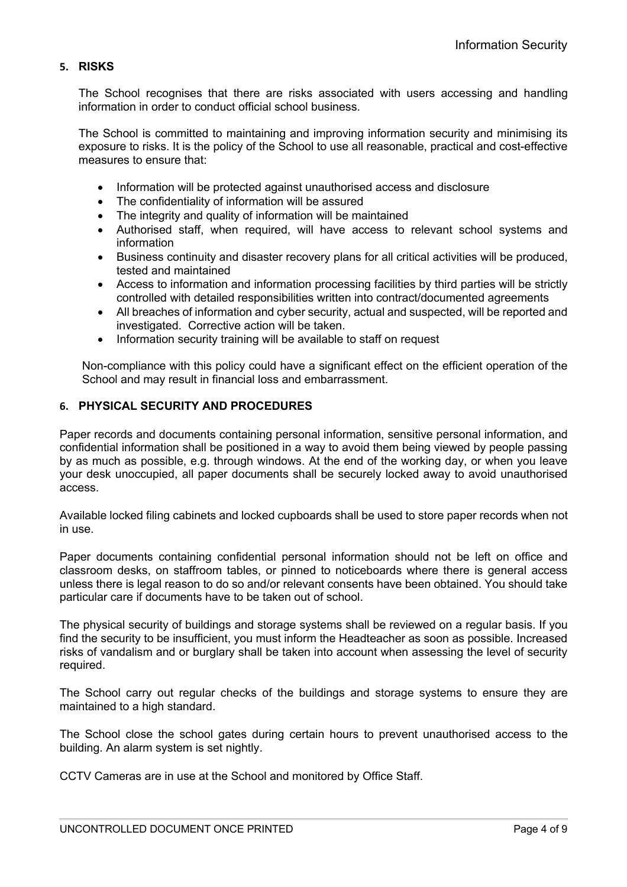## 5. RISKS

The School recognises that there are risks associated with users accessing and handling information in order to conduct official school business.

The School is committed to maintaining and improving information security and minimising its exposure to risks. It is the policy of the School to use all reasonable, practical and cost-effective measures to ensure that:

- Information will be protected against unauthorised access and disclosure
- The confidentiality of information will be assured
- The integrity and quality of information will be maintained
- Authorised staff, when required, will have access to relevant school systems and information
- Business continuity and disaster recovery plans for all critical activities will be produced, tested and maintained
- Access to information and information processing facilities by third parties will be strictly controlled with detailed responsibilities written into contract/documented agreements
- All breaches of information and cyber security, actual and suspected, will be reported and investigated. Corrective action will be taken.
- Information security training will be available to staff on request

Non-compliance with this policy could have a significant effect on the efficient operation of the School and may result in financial loss and embarrassment.

## 6. PHYSICAL SECURITY AND PROCEDURES

Paper records and documents containing personal information, sensitive personal information, and confidential information shall be positioned in a way to avoid them being viewed by people passing by as much as possible, e.g. through windows. At the end of the working day, or when you leave your desk unoccupied, all paper documents shall be securely locked away to avoid unauthorised access.

Available locked filing cabinets and locked cupboards shall be used to store paper records when not in use.

Paper documents containing confidential personal information should not be left on office and classroom desks, on staffroom tables, or pinned to noticeboards where there is general access unless there is legal reason to do so and/or relevant consents have been obtained. You should take particular care if documents have to be taken out of school.

The physical security of buildings and storage systems shall be reviewed on a regular basis. If you find the security to be insufficient, you must inform the Headteacher as soon as possible. Increased risks of vandalism and or burglary shall be taken into account when assessing the level of security required.

The School carry out regular checks of the buildings and storage systems to ensure they are maintained to a high standard.

The School close the school gates during certain hours to prevent unauthorised access to the building. An alarm system is set nightly.

CCTV Cameras are in use at the School and monitored by Office Staff.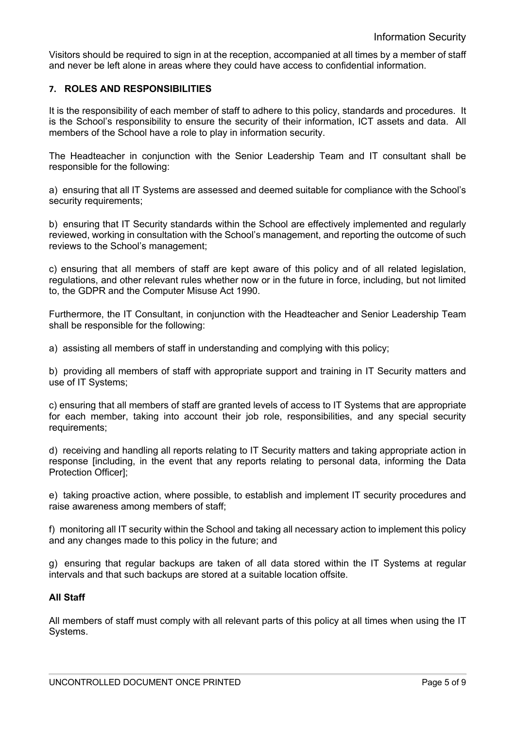Visitors should be required to sign in at the reception, accompanied at all times by a member of staff and never be left alone in areas where they could have access to confidential information.

## 7. ROLES AND RESPONSIBILITIES

It is the responsibility of each member of staff to adhere to this policy, standards and procedures. It is the School's responsibility to ensure the security of their information, ICT assets and data. All members of the School have a role to play in information security.

The Headteacher in conjunction with the Senior Leadership Team and IT consultant shall be responsible for the following:

a) ensuring that all IT Systems are assessed and deemed suitable for compliance with the School's security requirements;

b) ensuring that IT Security standards within the School are effectively implemented and regularly reviewed, working in consultation with the School's management, and reporting the outcome of such reviews to the School's management;

c) ensuring that all members of staff are kept aware of this policy and of all related legislation, regulations, and other relevant rules whether now or in the future in force, including, but not limited to, the GDPR and the Computer Misuse Act 1990.

Furthermore, the IT Consultant, in conjunction with the Headteacher and Senior Leadership Team shall be responsible for the following:

a) assisting all members of staff in understanding and complying with this policy;

b) providing all members of staff with appropriate support and training in IT Security matters and use of IT Systems;

c) ensuring that all members of staff are granted levels of access to IT Systems that are appropriate for each member, taking into account their job role, responsibilities, and any special security requirements;

d) receiving and handling all reports relating to IT Security matters and taking appropriate action in response [including, in the event that any reports relating to personal data, informing the Data Protection Officer];

e) taking proactive action, where possible, to establish and implement IT security procedures and raise awareness among members of staff;

f) monitoring all IT security within the School and taking all necessary action to implement this policy and any changes made to this policy in the future; and

g) ensuring that regular backups are taken of all data stored within the IT Systems at regular intervals and that such backups are stored at a suitable location offsite.

**All Staff**

All members of staff must comply with all relevant parts of this policy at all times when using the IT Systems.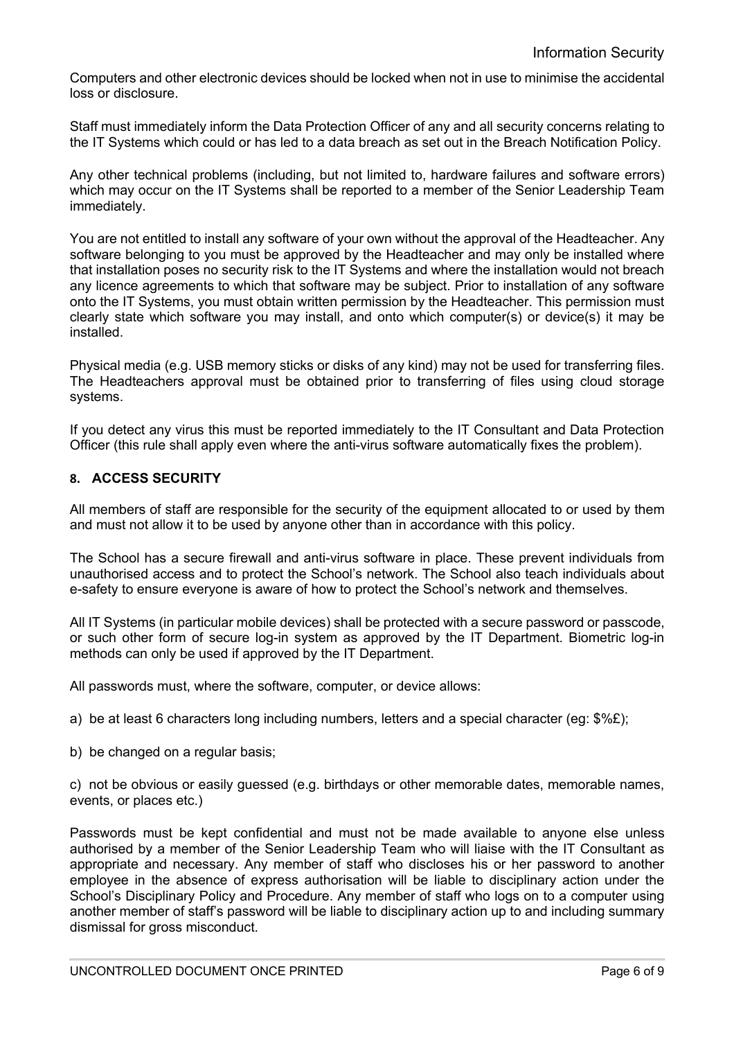Computers and other electronic devices should be locked when not in use to minimise the accidental loss or disclosure.

Staff must immediately inform the Data Protection Officer of any and all security concerns relating to the IT Systems which could or has led to a data breach as set out in the Breach Notification Policy.

Any other technical problems (including, but not limited to, hardware failures and software errors) which may occur on the IT Systems shall be reported to a member of the Senior Leadership Team immediately.

You are not entitled to install any software of your own without the approval of the Headteacher. Any software belonging to you must be approved by the Headteacher and may only be installed where that installation poses no security risk to the IT Systems and where the installation would not breach any licence agreements to which that software may be subject. Prior to installation of any software onto the IT Systems, you must obtain written permission by the Headteacher. This permission must clearly state which software you may install, and onto which computer(s) or device(s) it may be installed.

Physical media (e.g. USB memory sticks or disks of any kind) may not be used for transferring files. The Headteachers approval must be obtained prior to transferring of files using cloud storage systems.

If you detect any virus this must be reported immediately to the IT Consultant and Data Protection Officer (this rule shall apply even where the anti-virus software automatically fixes the problem).

## 8. ACCESS SECURITY

All members of staff are responsible for the security of the equipment allocated to or used by them and must not allow it to be used by anyone other than in accordance with this policy.

The School has a secure firewall and anti-virus software in place. These prevent individuals from unauthorised access and to protect the School's network. The School also teach individuals about e-safety to ensure everyone is aware of how to protect the School's network and themselves.

All IT Systems (in particular mobile devices) shall be protected with a secure password or passcode, or such other form of secure log-in system as approved by the IT Department. Biometric log-in methods can only be used if approved by the IT Department.

All passwords must, where the software, computer, or device allows:

a) be at least 6 characters long including numbers, letters and a special character (eg: $%£);

b) be changed on a regular basis;

c) not be obvious or easily guessed (e.g. birthdays or other memorable dates, memorable names, events, or places etc.)

Passwords must be kept confidential and must not be made available to anyone else unless authorised by a member of the Senior Leadership Team who will liaise with the IT Consultant as appropriate and necessary. Any member of staff who discloses his or her password to another employee in the absence of express authorisation will be liable to disciplinary action under the School's Disciplinary Policy and Procedure. Any member of staff who logs on to a computer using another member of staff's password will be liable to disciplinary action up to and including summary dismissal for gross misconduct.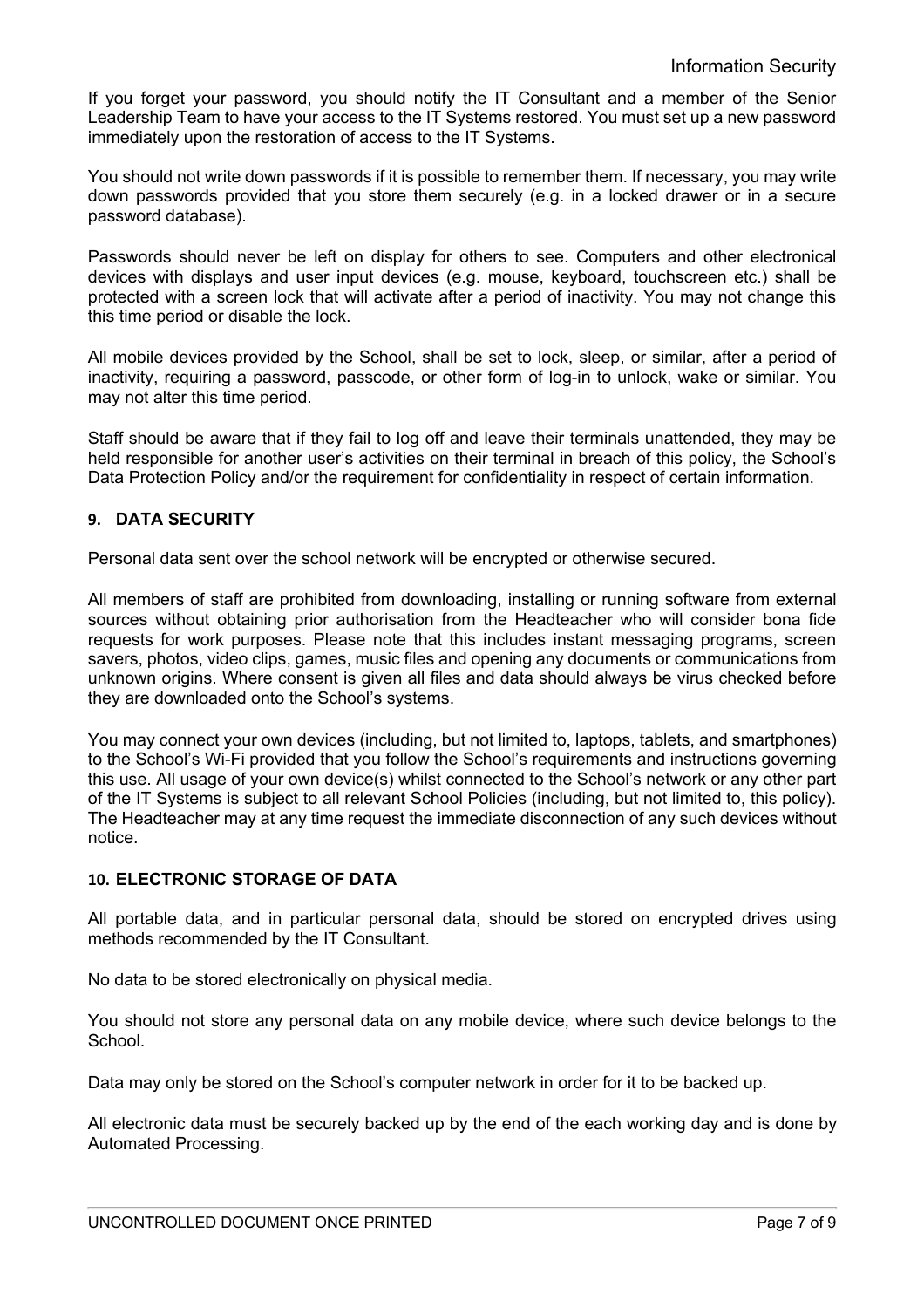If you forget your password, you should notify the IT Consultant and a member of the Senior Leadership Team to have your access to the IT Systems restored. You must set up a new password immediately upon the restoration of access to the IT Systems.

You should not write down passwords if it is possible to remember them. If necessary, you may write down passwords provided that you store them securely (e.g. in a locked drawer or in a secure password database).

Passwords should never be left on display for others to see. Computers and other electronical devices with displays and user input devices (e.g. mouse, keyboard, touchscreen etc.) shall be protected with a screen lock that will activate after a period of inactivity. You may not change this this time period or disable the lock.

All mobile devices provided by the School, shall be set to lock, sleep, or similar, after a period of inactivity, requiring a password, passcode, or other form of log-in to unlock, wake or similar. You may not alter this time period.

Staff should be aware that if they fail to log off and leave their terminals unattended, they may be held responsible for another user's activities on their terminal in breach of this policy, the School's Data Protection Policy and/or the requirement for confidentiality in respect of certain information.

## 9. DATA SECURITY

Personal data sent over the school network will be encrypted or otherwise secured.

All members of staff are prohibited from downloading, installing or running software from external sources without obtaining prior authorisation from the Headteacher who will consider bona fide requests for work purposes. Please note that this includes instant messaging programs, screen savers, photos, video clips, games, music files and opening any documents or communications from unknown origins. Where consent is given all files and data should always be virus checked before they are downloaded onto the School's systems.

You may connect your own devices (including, but not limited to, laptops, tablets, and smartphones) to the School's Wi-Fi provided that you follow the School's requirements and instructions governing this use. All usage of your own device(s) whilst connected to the School's network or any other part of the IT Systems is subject to all relevant School Policies (including, but not limited to, this policy). The Headteacher may at any time request the immediate disconnection of any such devices without notice.

## 10. ELECTRONIC STORAGE OF DATA

All portable data, and in particular personal data, should be stored on encrypted drives using methods recommended by the IT Consultant.

No data to be stored electronically on physical media.

You should not store any personal data on any mobile device, where such device belongs to the School.

Data may only be stored on the School's computer network in order for it to be backed up.

All electronic data must be securely backed up by the end of the each working day and is done by Automated Processing.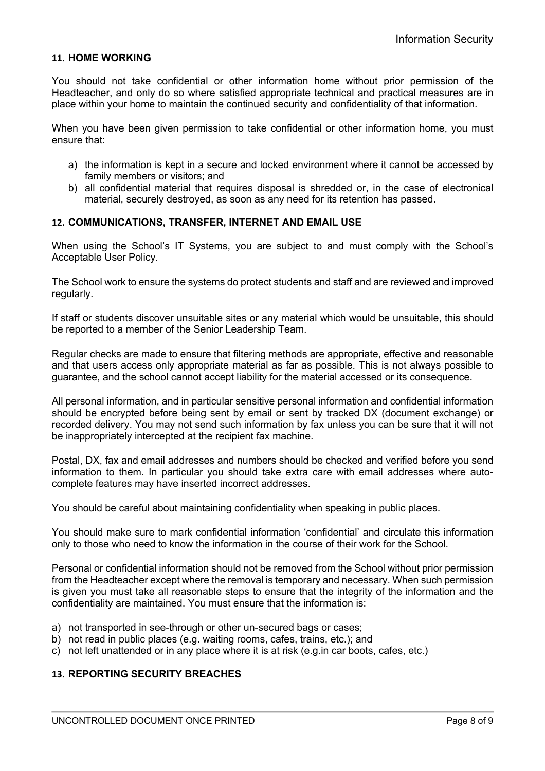## 11. HOME WORKING

You should not take confidential or other information home without prior permission of the Headteacher, and only do so where satisfied appropriate technical and practical measures are in place within your home to maintain the continued security and confidentiality of that information.

When you have been given permission to take confidential or other information home, you must ensure that:

a) the information is kept in a secure and locked environment where it cannot be accessed by family members or visitors; and
b) all confidential material that requires disposal is shredded or, in the case of electronical material, securely destroyed, as soon as any need for its retention has passed.

## 12. COMMUNICATIONS, TRANSFER, INTERNET AND EMAIL USE

When using the School's IT Systems, you are subject to and must comply with the School's Acceptable User Policy.

The School work to ensure the systems do protect students and staff and are reviewed and improved regularly.

If staff or students discover unsuitable sites or any material which would be unsuitable, this should be reported to a member of the Senior Leadership Team.

Regular checks are made to ensure that filtering methods are appropriate, effective and reasonable and that users access only appropriate material as far as possible. This is not always possible to guarantee, and the school cannot accept liability for the material accessed or its consequence.

All personal information, and in particular sensitive personal information and confidential information should be encrypted before being sent by email or sent by tracked DX (document exchange) or recorded delivery. You may not send such information by fax unless you can be sure that it will not be inappropriately intercepted at the recipient fax machine.

Postal, DX, fax and email addresses and numbers should be checked and verified before you send information to them. In particular you should take extra care with email addresses where auto-complete features may have inserted incorrect addresses.

You should be careful about maintaining confidentiality when speaking in public places.

You should make sure to mark confidential information 'confidential' and circulate this information only to those who need to know the information in the course of their work for the School.

Personal or confidential information should not be removed from the School without prior permission from the Headteacher except where the removal is temporary and necessary. When such permission is given you must take all reasonable steps to ensure that the integrity of the information and the confidentiality are maintained. You must ensure that the information is:

a) not transported in see-through or other un-secured bags or cases;
b) not read in public places (e.g. waiting rooms, cafes, trains, etc.); and
c) not left unattended or in any place where it is at risk (e.g.in car boots, cafes, etc.)

## 13. REPORTING SECURITY BREACHES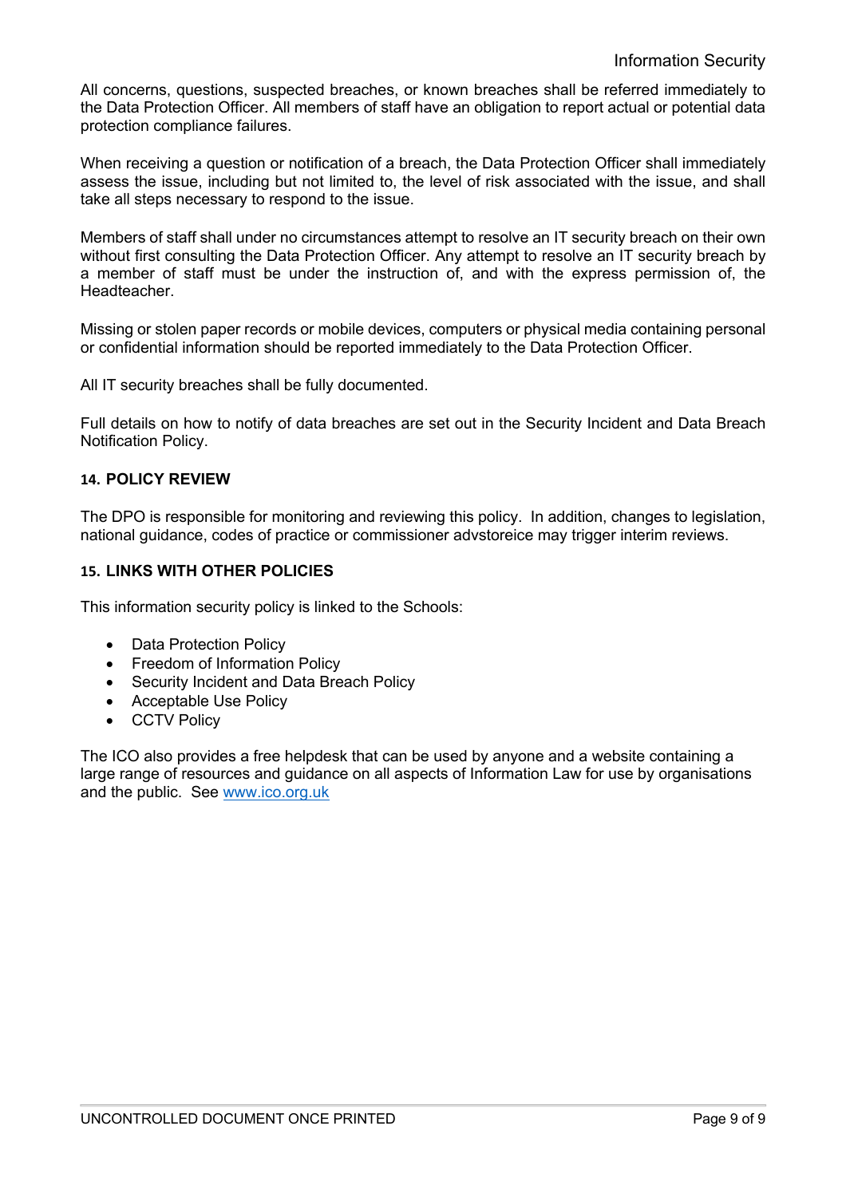All concerns, questions, suspected breaches, or known breaches shall be referred immediately to the Data Protection Officer. All members of staff have an obligation to report actual or potential data protection compliance failures.

When receiving a question or notification of a breach, the Data Protection Officer shall immediately assess the issue, including but not limited to, the level of risk associated with the issue, and shall take all steps necessary to respond to the issue.

Members of staff shall under no circumstances attempt to resolve an IT security breach on their own without first consulting the Data Protection Officer. Any attempt to resolve an IT security breach by a member of staff must be under the instruction of, and with the express permission of, the Headteacher.

Missing or stolen paper records or mobile devices, computers or physical media containing personal or confidential information should be reported immediately to the Data Protection Officer.

All IT security breaches shall be fully documented.

Full details on how to notify of data breaches are set out in the Security Incident and Data Breach Notification Policy.

## 14. POLICY REVIEW

The DPO is responsible for monitoring and reviewing this policy. In addition, changes to legislation, national guidance, codes of practice or commissioner advstoreice may trigger interim reviews.

## 15. LINKS WITH OTHER POLICIES

This information security policy is linked to the Schools:

- Data Protection Policy
- Freedom of Information Policy
- Security Incident and Data Breach Policy
- Acceptable Use Policy
- CCTV Policy

The ICO also provides a free helpdesk that can be used by anyone and a website containing a large range of resources and guidance on all aspects of Information Law for use by organisations and the public. See [www.ico.org.uk](http://www.ico.org.uk)